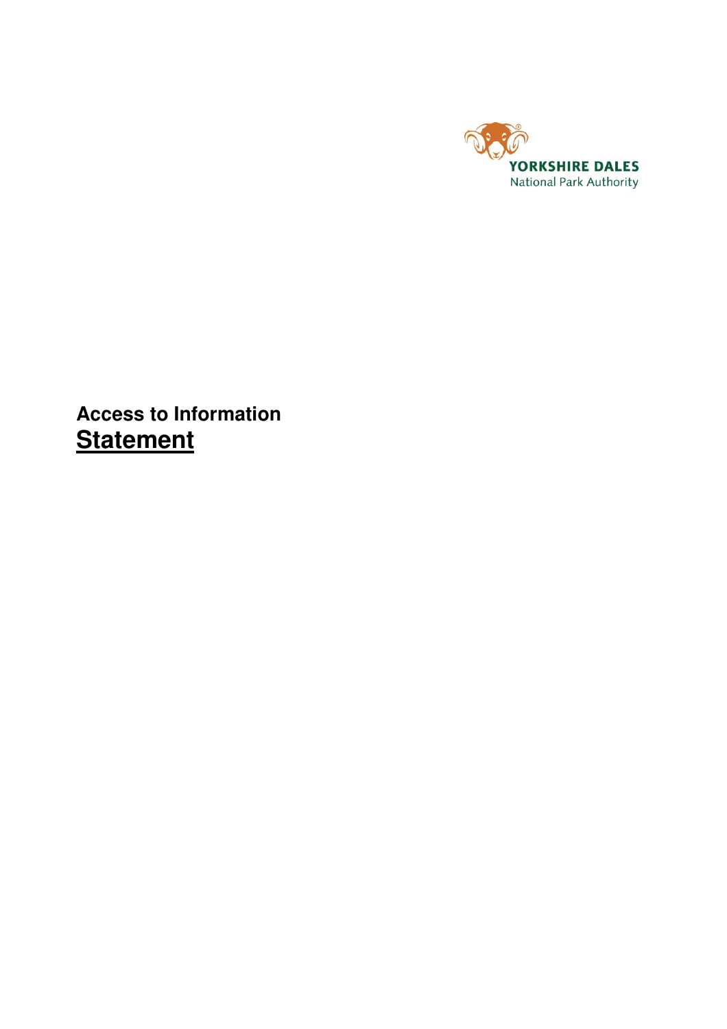YORKSHIRE DALES
National Park Authority

**Access to Information**

# Statement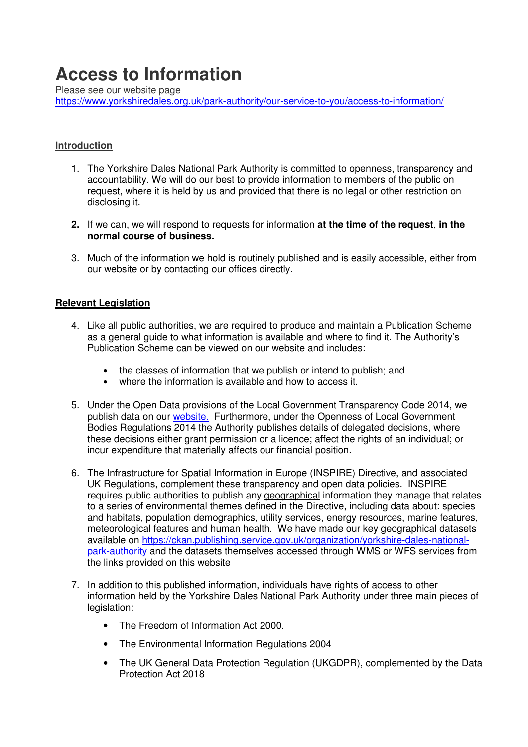# Access to Information

Please see our website page
https://www.yorkshiredales.org.uk/park-authority/our-service-to-you/access-to-information/

## Introduction

1. The Yorkshire Dales National Park Authority is committed to openness, transparency and accountability. We will do our best to provide information to members of the public on request, where it is held by us and provided that there is no legal or other restriction on disclosing it.

2. If we can, we will respond to requests for information **at the time of the request**, **in the normal course of business.**

3. Much of the information we hold is routinely published and is easily accessible, either from our website or by contacting our offices directly.

## Relevant Legislation

4. Like all public authorities, we are required to produce and maintain a Publication Scheme as a general guide to what information is available and where to find it. The Authority's Publication Scheme can be viewed on our website and includes:

   - the classes of information that we publish or intend to publish; and
   - where the information is available and how to access it.

5. Under the Open Data provisions of the Local Government Transparency Code 2014, we publish data on our website. Furthermore, under the Openness of Local Government Bodies Regulations 2014 the Authority publishes details of delegated decisions, where these decisions either grant permission or a licence; affect the rights of an individual; or incur expenditure that materially affects our financial position.

6. The Infrastructure for Spatial Information in Europe (INSPIRE) Directive, and associated UK Regulations, complement these transparency and open data policies. INSPIRE requires public authorities to publish any geographical information they manage that relates to a series of environmental themes defined in the Directive, including data about: species and habitats, population demographics, utility services, energy resources, marine features, meteorological features and human health. We have made our key geographical datasets available on https://ckan.publishing.service.gov.uk/organization/yorkshire-dales-national-park-authority and the datasets themselves accessed through WMS or WFS services from the links provided on this website

7. In addition to this published information, individuals have rights of access to other information held by the Yorkshire Dales National Park Authority under three main pieces of legislation:

   - The Freedom of Information Act 2000.
   - The Environmental Information Regulations 2004
   - The UK General Data Protection Regulation (UKGDPR), complemented by the Data Protection Act 2018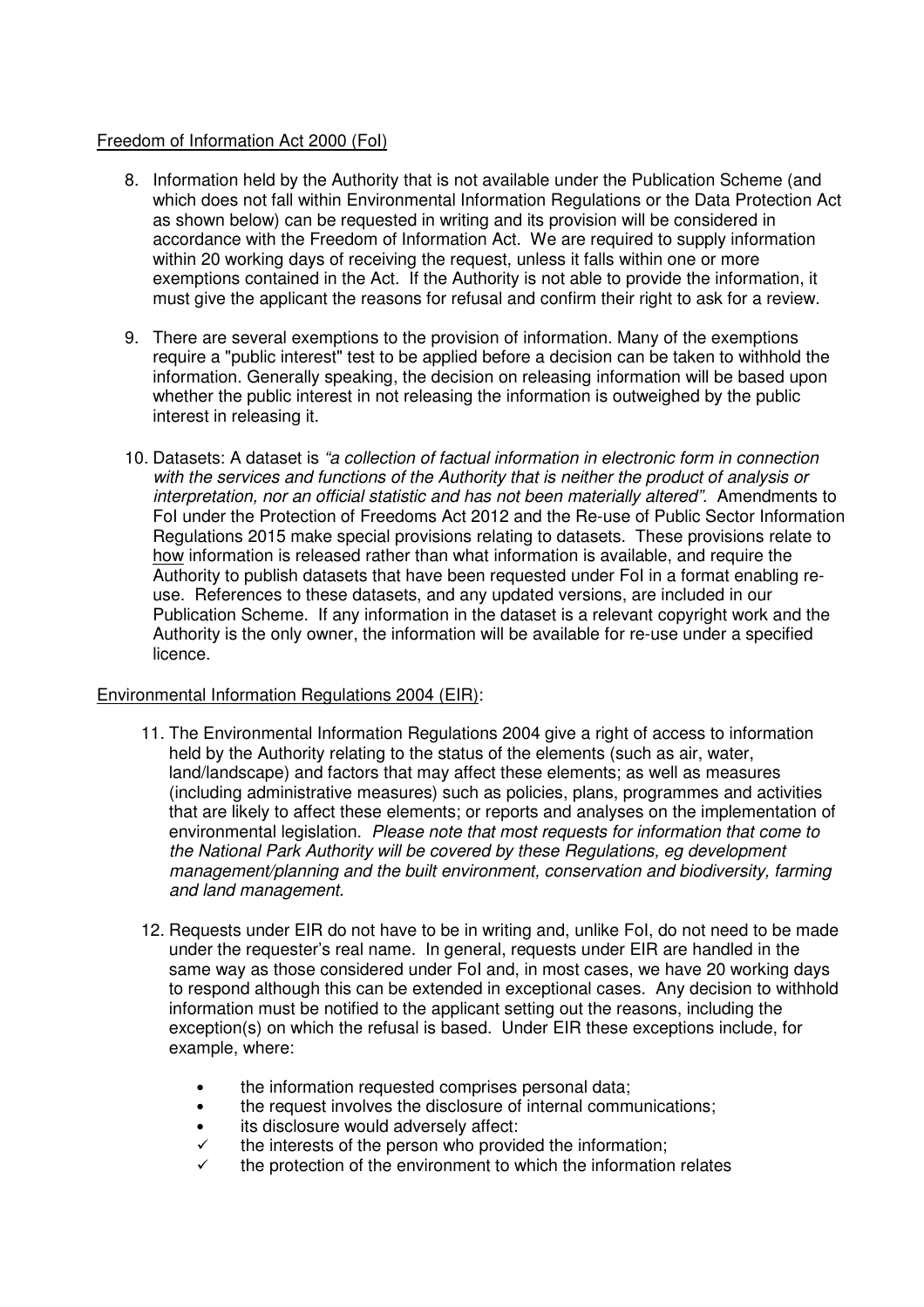Freedom of Information Act 2000 (FoI)

8. Information held by the Authority that is not available under the Publication Scheme (and which does not fall within Environmental Information Regulations or the Data Protection Act as shown below) can be requested in writing and its provision will be considered in accordance with the Freedom of Information Act. We are required to supply information within 20 working days of receiving the request, unless it falls within one or more exemptions contained in the Act. If the Authority is not able to provide the information, it must give the applicant the reasons for refusal and confirm their right to ask for a review.

9. There are several exemptions to the provision of information. Many of the exemptions require a "public interest" test to be applied before a decision can be taken to withhold the information. Generally speaking, the decision on releasing information will be based upon whether the public interest in not releasing the information is outweighed by the public interest in releasing it.

10. Datasets: A dataset is *"a collection of factual information in electronic form in connection with the services and functions of the Authority that is neither the product of analysis or interpretation, nor an official statistic and has not been materially altered".* Amendments to FoI under the Protection of Freedoms Act 2012 and the Re-use of Public Sector Information Regulations 2015 make special provisions relating to datasets. These provisions relate to how information is released rather than what information is available, and require the Authority to publish datasets that have been requested under FoI in a format enabling re-use. References to these datasets, and any updated versions, are included in our Publication Scheme. If any information in the dataset is a relevant copyright work and the Authority is the only owner, the information will be available for re-use under a specified licence.

Environmental Information Regulations 2004 (EIR):

11. The Environmental Information Regulations 2004 give a right of access to information held by the Authority relating to the status of the elements (such as air, water, land/landscape) and factors that may affect these elements; as well as measures (including administrative measures) such as policies, plans, programmes and activities that are likely to affect these elements; or reports and analyses on the implementation of environmental legislation. *Please note that most requests for information that come to the National Park Authority will be covered by these Regulations, eg development management/planning and the built environment, conservation and biodiversity, farming and land management.*

12. Requests under EIR do not have to be in writing and, unlike FoI, do not need to be made under the requester's real name. In general, requests under EIR are handled in the same way as those considered under FoI and, in most cases, we have 20 working days to respond although this can be extended in exceptional cases. Any decision to withhold information must be notified to the applicant setting out the reasons, including the exception(s) on which the refusal is based. Under EIR these exceptions include, for example, where:

    - the information requested comprises personal data;
    - the request involves the disclosure of internal communications;
    - its disclosure would adversely affect:
        - ✓ the interests of the person who provided the information;
        - ✓ the protection of the environment to which the information relates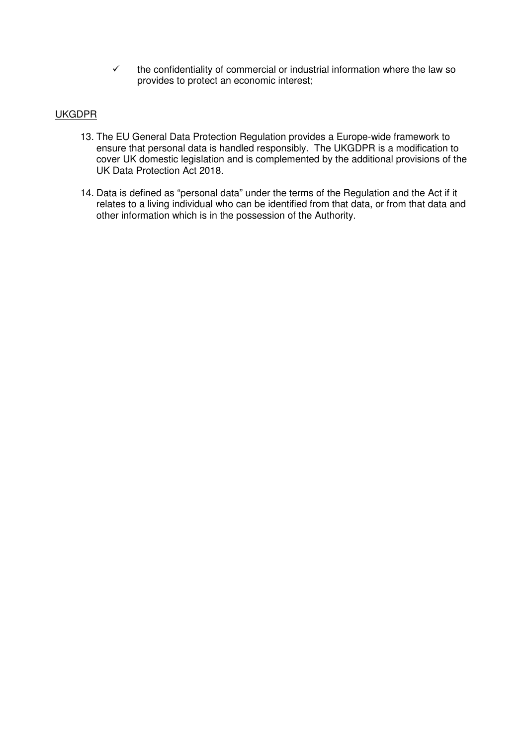- ✓ the confidentiality of commercial or industrial information where the law so provides to protect an economic interest;

UKGDPR

13. The EU General Data Protection Regulation provides a Europe-wide framework to ensure that personal data is handled responsibly. The UKGDPR is a modification to cover UK domestic legislation and is complemented by the additional provisions of the UK Data Protection Act 2018.

14. Data is defined as "personal data" under the terms of the Regulation and the Act if it relates to a living individual who can be identified from that data, or from that data and other information which is in the possession of the Authority.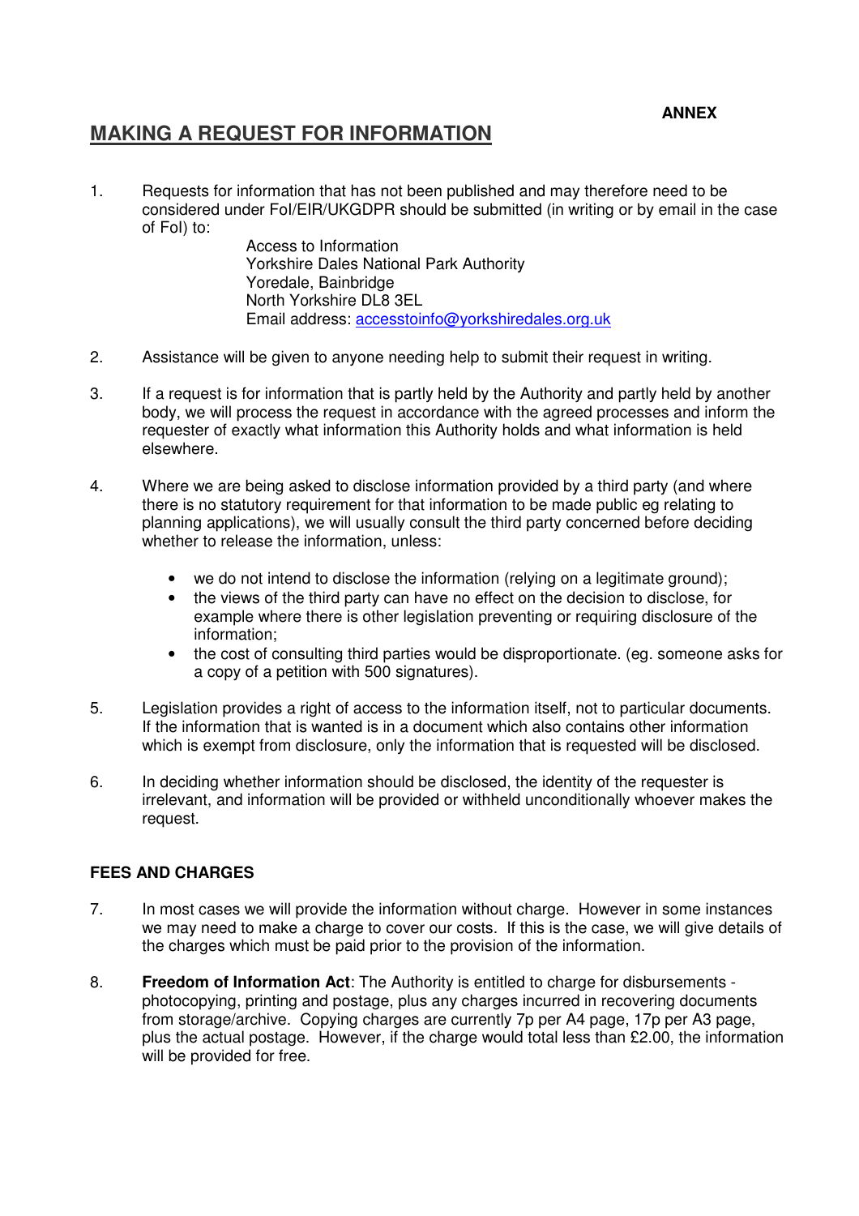**ANNEX**

# MAKING A REQUEST FOR INFORMATION

1. Requests for information that has not been published and may therefore need to be considered under FoI/EIR/UKGDPR should be submitted (in writing or by email in the case of FoI) to:

   Access to Information
   Yorkshire Dales National Park Authority
   Yoredale, Bainbridge
   North Yorkshire DL8 3EL
   Email address: accesstoinfo@yorkshiredales.org.uk

2. Assistance will be given to anyone needing help to submit their request in writing.

3. If a request is for information that is partly held by the Authority and partly held by another body, we will process the request in accordance with the agreed processes and inform the requester of exactly what information this Authority holds and what information is held elsewhere.

4. Where we are being asked to disclose information provided by a third party (and where there is no statutory requirement for that information to be made public eg relating to planning applications), we will usually consult the third party concerned before deciding whether to release the information, unless:

   - we do not intend to disclose the information (relying on a legitimate ground);
   - the views of the third party can have no effect on the decision to disclose, for example where there is other legislation preventing or requiring disclosure of the information;
   - the cost of consulting third parties would be disproportionate. (eg. someone asks for a copy of a petition with 500 signatures).

5. Legislation provides a right of access to the information itself, not to particular documents. If the information that is wanted is in a document which also contains other information which is exempt from disclosure, only the information that is requested will be disclosed.

6. In deciding whether information should be disclosed, the identity of the requester is irrelevant, and information will be provided or withheld unconditionally whoever makes the request.

## FEES AND CHARGES

7. In most cases we will provide the information without charge. However in some instances we may need to make a charge to cover our costs. If this is the case, we will give details of the charges which must be paid prior to the provision of the information.

8. **Freedom of Information Act**: The Authority is entitled to charge for disbursements - photocopying, printing and postage, plus any charges incurred in recovering documents from storage/archive. Copying charges are currently 7p per A4 page, 17p per A3 page, plus the actual postage. However, if the charge would total less than £2.00, the information will be provided for free.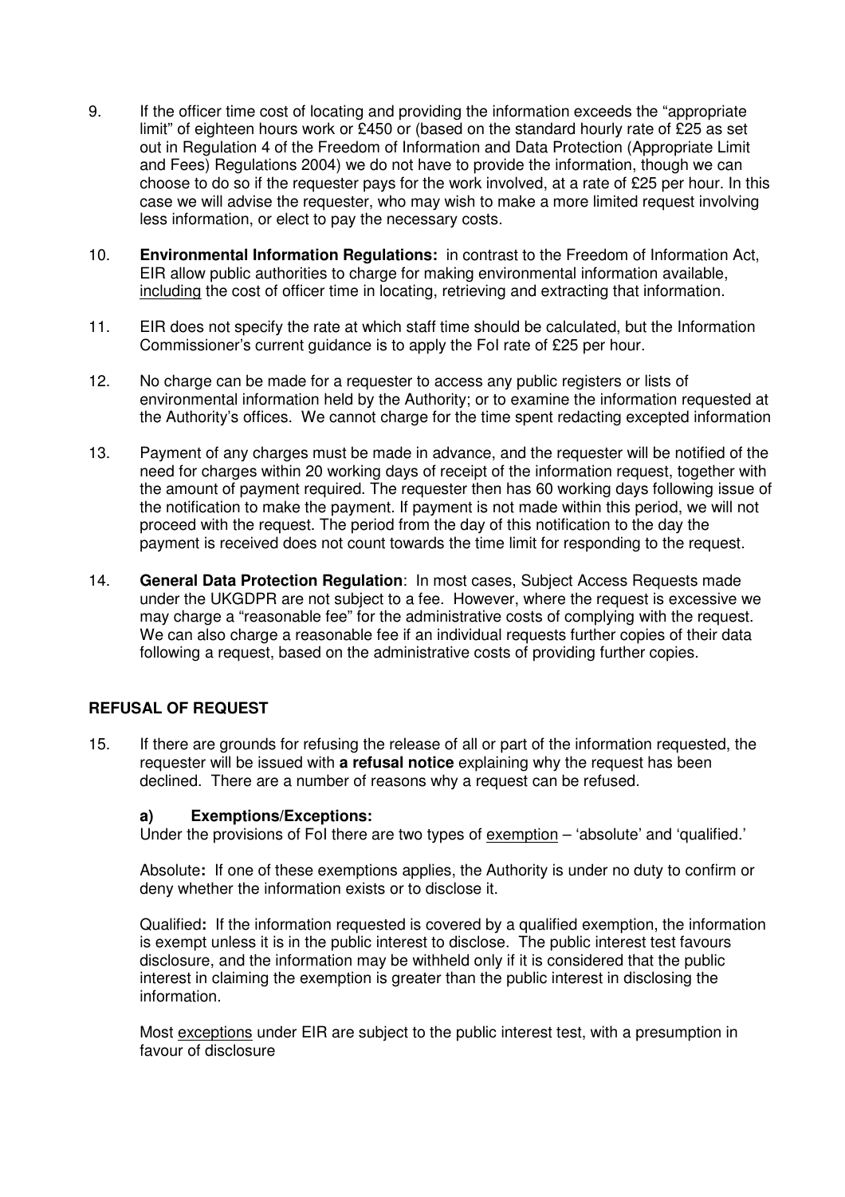9. If the officer time cost of locating and providing the information exceeds the "appropriate limit" of eighteen hours work or £450 or (based on the standard hourly rate of £25 as set out in Regulation 4 of the Freedom of Information and Data Protection (Appropriate Limit and Fees) Regulations 2004) we do not have to provide the information, though we can choose to do so if the requester pays for the work involved, at a rate of £25 per hour. In this case we will advise the requester, who may wish to make a more limited request involving less information, or elect to pay the necessary costs.

10. **Environmental Information Regulations:** in contrast to the Freedom of Information Act, EIR allow public authorities to charge for making environmental information available, <u>including</u> the cost of officer time in locating, retrieving and extracting that information.

11. EIR does not specify the rate at which staff time should be calculated, but the Information Commissioner's current guidance is to apply the FoI rate of £25 per hour.

12. No charge can be made for a requester to access any public registers or lists of environmental information held by the Authority; or to examine the information requested at the Authority's offices. We cannot charge for the time spent redacting excepted information

13. Payment of any charges must be made in advance, and the requester will be notified of the need for charges within 20 working days of receipt of the information request, together with the amount of payment required. The requester then has 60 working days following issue of the notification to make the payment. If payment is not made within this period, we will not proceed with the request. The period from the day of this notification to the day the payment is received does not count towards the time limit for responding to the request.

14. **General Data Protection Regulation**: In most cases, Subject Access Requests made under the UKGDPR are not subject to a fee. However, where the request is excessive we may charge a "reasonable fee" for the administrative costs of complying with the request. We can also charge a reasonable fee if an individual requests further copies of their data following a request, based on the administrative costs of providing further copies.

## REFUSAL OF REQUEST

15. If there are grounds for refusing the release of all or part of the information requested, the requester will be issued with **a refusal notice** explaining why the request has been declined. There are a number of reasons why a request can be refused.

   **a) Exemptions/Exceptions:**
   Under the provisions of FoI there are two types of <u>exemption</u> – 'absolute' and 'qualified.'

   Absolute**:** If one of these exemptions applies, the Authority is under no duty to confirm or deny whether the information exists or to disclose it.

   Qualified**:** If the information requested is covered by a qualified exemption, the information is exempt unless it is in the public interest to disclose. The public interest test favours disclosure, and the information may be withheld only if it is considered that the public interest in claiming the exemption is greater than the public interest in disclosing the information.

   Most <u>exceptions</u> under EIR are subject to the public interest test, with a presumption in favour of disclosure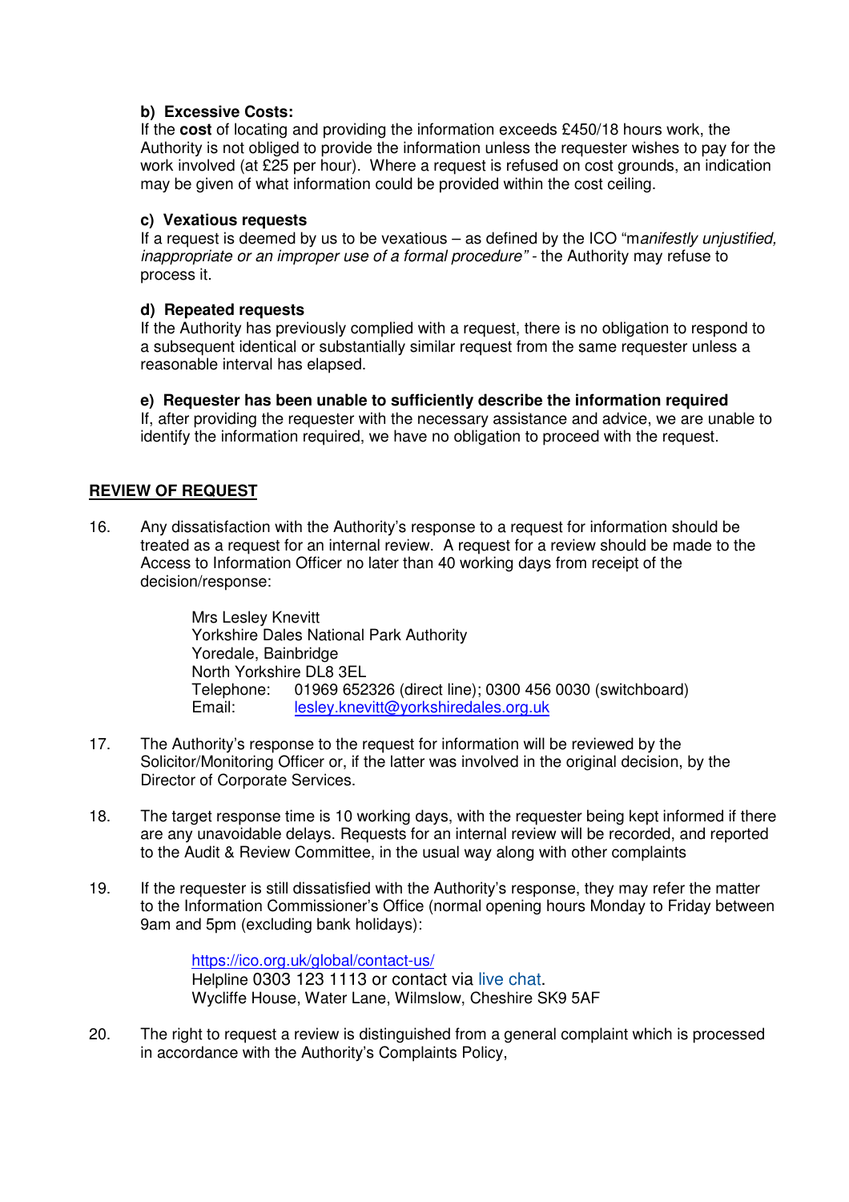**b) Excessive Costs:**
If the **cost** of locating and providing the information exceeds £450/18 hours work, the Authority is not obliged to provide the information unless the requester wishes to pay for the work involved (at £25 per hour). Where a request is refused on cost grounds, an indication may be given of what information could be provided within the cost ceiling.

**c) Vexatious requests**
If a request is deemed by us to be vexatious – as defined by the ICO "m*anifestly unjustified, inappropriate or an improper use of a formal procedure"* - the Authority may refuse to process it.

**d) Repeated requests**
If the Authority has previously complied with a request, there is no obligation to respond to a subsequent identical or substantially similar request from the same requester unless a reasonable interval has elapsed.

**e) Requester has been unable to sufficiently describe the information required**
If, after providing the requester with the necessary assistance and advice, we are unable to identify the information required, we have no obligation to proceed with the request.

## REVIEW OF REQUEST

16. Any dissatisfaction with the Authority's response to a request for information should be treated as a request for an internal review. A request for a review should be made to the Access to Information Officer no later than 40 working days from receipt of the decision/response:

    Mrs Lesley Knevitt
    Yorkshire Dales National Park Authority
    Yoredale, Bainbridge
    North Yorkshire DL8 3EL
    Telephone: 01969 652326 (direct line); 0300 456 0030 (switchboard)
    Email: lesley.knevitt@yorkshiredales.org.uk

17. The Authority's response to the request for information will be reviewed by the Solicitor/Monitoring Officer or, if the latter was involved in the original decision, by the Director of Corporate Services.

18. The target response time is 10 working days, with the requester being kept informed if there are any unavoidable delays. Requests for an internal review will be recorded, and reported to the Audit & Review Committee, in the usual way along with other complaints

19. If the requester is still dissatisfied with the Authority's response, they may refer the matter to the Information Commissioner's Office (normal opening hours Monday to Friday between 9am and 5pm (excluding bank holidays):

    https://ico.org.uk/global/contact-us/
    Helpline 0303 123 1113 or contact via live chat.
    Wycliffe House, Water Lane, Wilmslow, Cheshire SK9 5AF

20. The right to request a review is distinguished from a general complaint which is processed in accordance with the Authority's Complaints Policy,